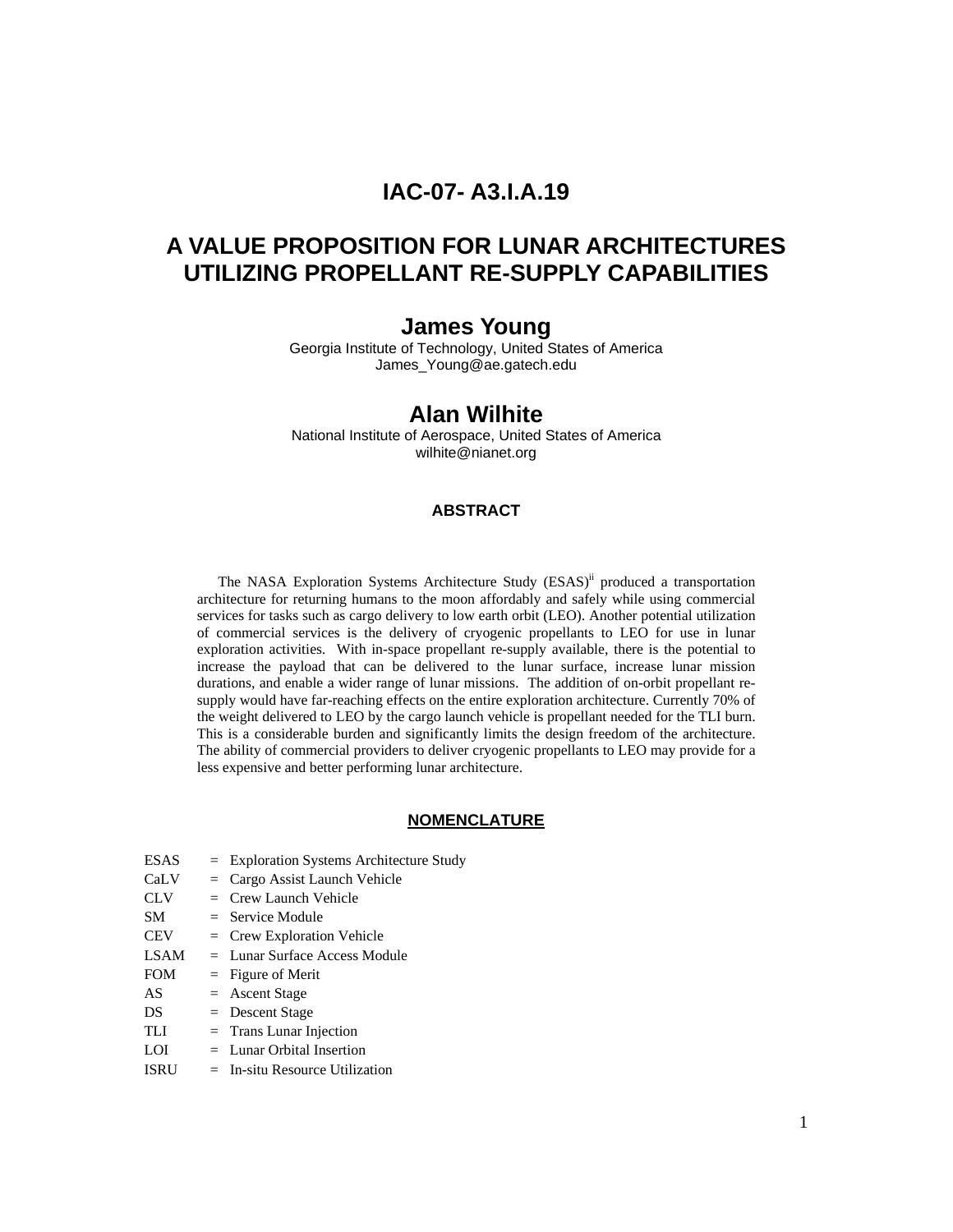# IAC-07- A3.I.A.19

# A VALUE PROPOSITION FOR LUNAR ARCHITECTURES UTILIZING PROPELLANT RE-SUPPLY CAPABILITIES

## James Young

Georgia Institute of Technology, United States of America
James_Young@ae.gatech.edu

## Alan Wilhite

National Institute of Aerospace, United States of America
wilhite@nianet.org

### ABSTRACT

The NASA Exploration Systems Architecture Study (ESAS)[ii] produced a transportation architecture for returning humans to the moon affordably and safely while using commercial services for tasks such as cargo delivery to low earth orbit (LEO). Another potential utilization of commercial services is the delivery of cryogenic propellants to LEO for use in lunar exploration activities. With in-space propellant re-supply available, there is the potential to increase the payload that can be delivered to the lunar surface, increase lunar mission durations, and enable a wider range of lunar missions. The addition of on-orbit propellant re-supply would have far-reaching effects on the entire exploration architecture. Currently 70% of the weight delivered to LEO by the cargo launch vehicle is propellant needed for the TLI burn. This is a considerable burden and significantly limits the design freedom of the architecture. The ability of commercial providers to deliver cryogenic propellants to LEO may provide for a less expensive and better performing lunar architecture.

### NOMENCLATURE

| | | |
|---|---|---|
| ESAS | = | Exploration Systems Architecture Study |
| CaLV | = | Cargo Assist Launch Vehicle |
| CLV | = | Crew Launch Vehicle |
| SM | = | Service Module |
| CEV | = | Crew Exploration Vehicle |
| LSAM | = | Lunar Surface Access Module |
| FOM | = | Figure of Merit |
| AS | = | Ascent Stage |
| DS | = | Descent Stage |
| TLI | = | Trans Lunar Injection |
| LOI | = | Lunar Orbital Insertion |
| ISRU | = | In-situ Resource Utilization |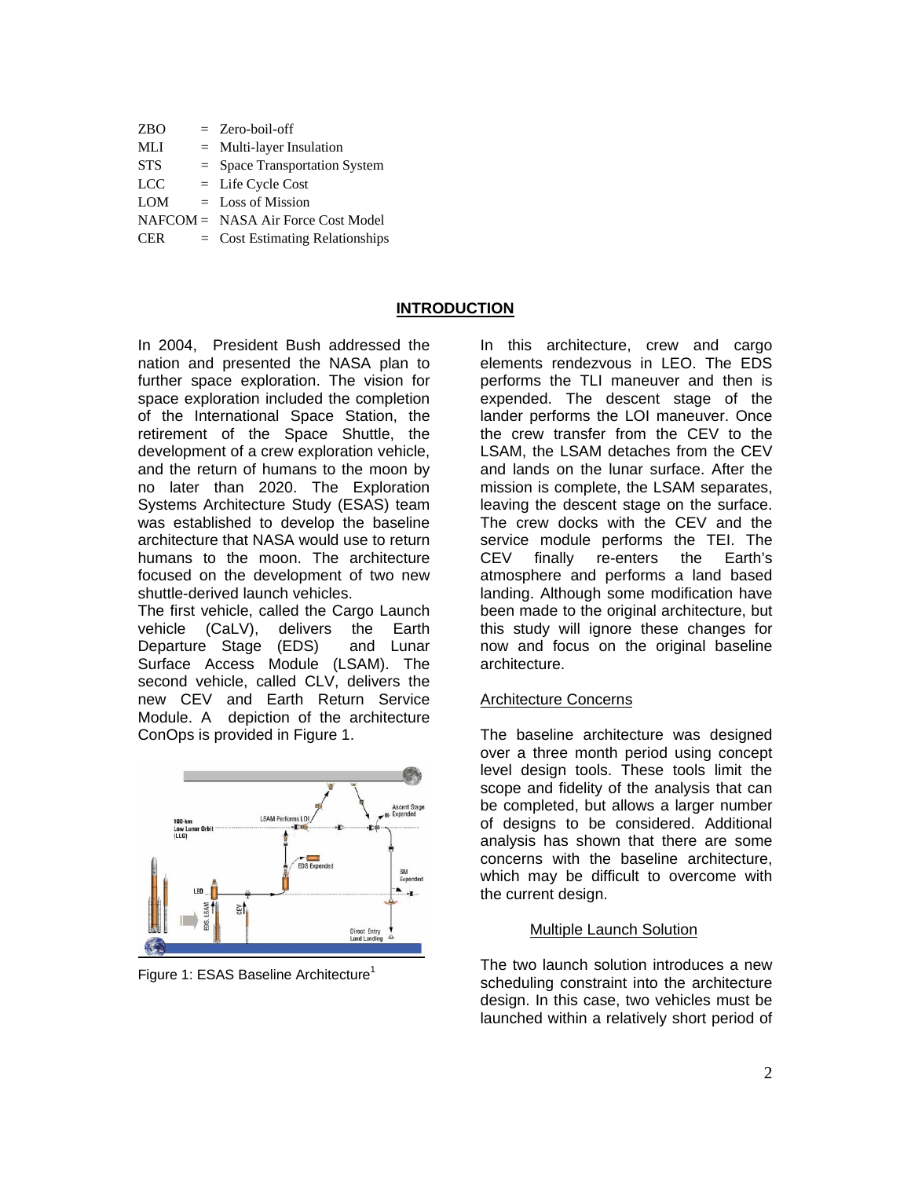| | | |
|---|---|---|
| ZBO | = | Zero-boil-off |
| MLI | = | Multi-layer Insulation |
| STS | = | Space Transportation System |
| LCC | = | Life Cycle Cost |
| LOM | = | Loss of Mission |
| NAFCOM | = | NASA Air Force Cost Model |
| CER | = | Cost Estimating Relationships |

## INTRODUCTION

In 2004, President Bush addressed the nation and presented the NASA plan to further space exploration. The vision for space exploration included the completion of the International Space Station, the retirement of the Space Shuttle, the development of a crew exploration vehicle, and the return of humans to the moon by no later than 2020. The Exploration Systems Architecture Study (ESAS) team was established to develop the baseline architecture that NASA would use to return humans to the moon. The architecture focused on the development of two new shuttle-derived launch vehicles.

The first vehicle, called the Cargo Launch vehicle (CaLV), delivers the Earth Departure Stage (EDS) and Lunar Surface Access Module (LSAM). The second vehicle, called CLV, delivers the new CEV and Earth Return Service Module. A depiction of the architecture ConOps is provided in Figure 1.

Figure 1: ESAS Baseline Architecture[1]

In this architecture, crew and cargo elements rendezvous in LEO. The EDS performs the TLI maneuver and then is expended. The descent stage of the lander performs the LOI maneuver. Once the crew transfer from the CEV to the LSAM, the LSAM detaches from the CEV and lands on the lunar surface. After the mission is complete, the LSAM separates, leaving the descent stage on the surface. The crew docks with the CEV and the service module performs the TEI. The CEV finally re-enters the Earth's atmosphere and performs a land based landing. Although some modification have been made to the original architecture, but this study will ignore these changes for now and focus on the original baseline architecture.

### Architecture Concerns

The baseline architecture was designed over a three month period using concept level design tools. These tools limit the scope and fidelity of the analysis that can be completed, but allows a larger number of designs to be considered. Additional analysis has shown that there are some concerns with the baseline architecture, which may be difficult to overcome with the current design.

#### Multiple Launch Solution

The two launch solution introduces a new scheduling constraint into the architecture design. In this case, two vehicles must be launched within a relatively short period of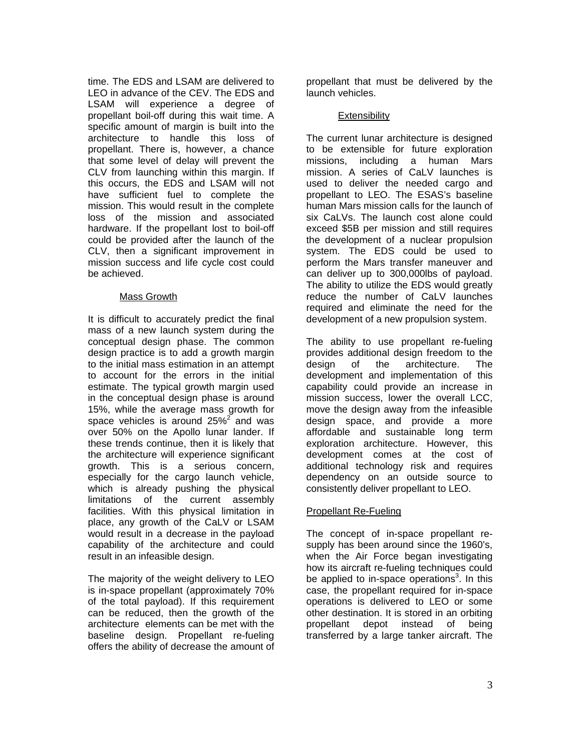time. The EDS and LSAM are delivered to LEO in advance of the CEV. The EDS and LSAM will experience a degree of propellant boil-off during this wait time. A specific amount of margin is built into the architecture to handle this loss of propellant. There is, however, a chance that some level of delay will prevent the CLV from launching within this margin. If this occurs, the EDS and LSAM will not have sufficient fuel to complete the mission. This would result in the complete loss of the mission and associated hardware. If the propellant lost to boil-off could be provided after the launch of the CLV, then a significant improvement in mission success and life cycle cost could be achieved.

### Mass Growth

It is difficult to accurately predict the final mass of a new launch system during the conceptual design phase. The common design practice is to add a growth margin to the initial mass estimation in an attempt to account for the errors in the initial estimate. The typical growth margin used in the conceptual design phase is around 15%, while the average mass growth for space vehicles is around 25%[2] and was over 50% on the Apollo lunar lander. If these trends continue, then it is likely that the architecture will experience significant growth. This is a serious concern, especially for the cargo launch vehicle, which is already pushing the physical limitations of the current assembly facilities. With this physical limitation in place, any growth of the CaLV or LSAM would result in a decrease in the payload capability of the architecture and could result in an infeasible design.

The majority of the weight delivery to LEO is in-space propellant (approximately 70% of the total payload). If this requirement can be reduced, then the growth of the architecture elements can be met with the baseline design. Propellant re-fueling offers the ability of decrease the amount of propellant that must be delivered by the launch vehicles.

### Extensibility

The current lunar architecture is designed to be extensible for future exploration missions, including a human Mars mission. A series of CaLV launches is used to deliver the needed cargo and propellant to LEO. The ESAS's baseline human Mars mission calls for the launch of six CaLVs. The launch cost alone could exceed $5B per mission and still requires the development of a nuclear propulsion system. The EDS could be used to perform the Mars transfer maneuver and can deliver up to 300,000lbs of payload. The ability to utilize the EDS would greatly reduce the number of CaLV launches required and eliminate the need for the development of a new propulsion system.

The ability to use propellant re-fueling provides additional design freedom to the design of the architecture. The development and implementation of this capability could provide an increase in mission success, lower the overall LCC, move the design away from the infeasible design space, and provide a more affordable and sustainable long term exploration architecture. However, this development comes at the cost of additional technology risk and requires dependency on an outside source to consistently deliver propellant to LEO.

## Propellant Re-Fueling

The concept of in-space propellant re-supply has been around since the 1960's, when the Air Force began investigating how its aircraft re-fueling techniques could be applied to in-space operations[3]. In this case, the propellant required for in-space operations is delivered to LEO or some other destination. It is stored in an orbiting propellant depot instead of being transferred by a large tanker aircraft. The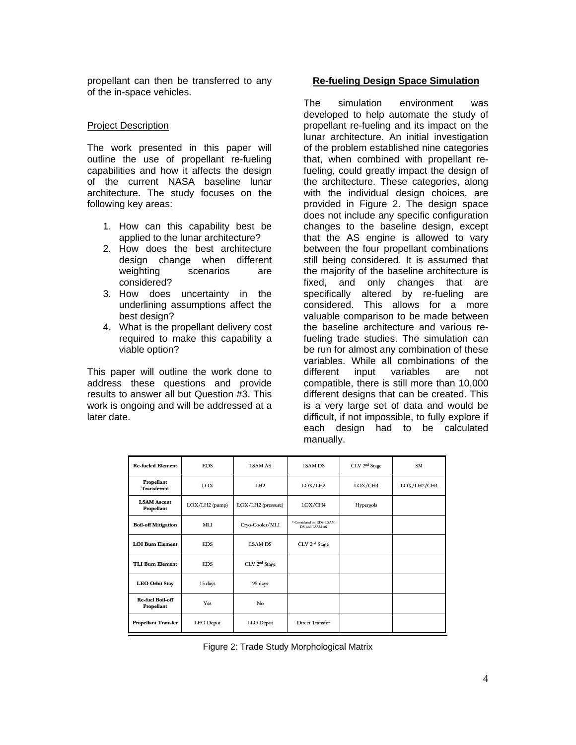propellant can then be transferred to any of the in-space vehicles.

### Project Description

The work presented in this paper will outline the use of propellant re-fueling capabilities and how it affects the design of the current NASA baseline lunar architecture. The study focuses on the following key areas:

1. How can this capability best be applied to the lunar architecture?
2. How does the best architecture design change when different weighting scenarios are considered?
3. How does uncertainty in the underlining assumptions affect the best design?
4. What is the propellant delivery cost required to make this capability a viable option?

This paper will outline the work done to address these questions and provide results to answer all but Question #3. This work is ongoing and will be addressed at a later date.

## Re-fueling Design Space Simulation

The simulation environment was developed to help automate the study of propellant re-fueling and its impact on the lunar architecture. An initial investigation of the problem established nine categories that, when combined with propellant re-fueling, could greatly impact the design of the architecture. These categories, along with the individual design choices, are provided in Figure 2. The design space does not include any specific configuration changes to the baseline design, except that the AS engine is allowed to vary between the four propellant combinations still being considered. It is assumed that the majority of the baseline architecture is fixed, and only changes that are specifically altered by re-fueling are considered. This allows for a more valuable comparison to be made between the baseline architecture and various re-fueling trade studies. The simulation can be run for almost any combination of these variables. While all combinations of the different input variables are not compatible, there is still more than 10,000 different designs that can be created. This is a very large set of data and would be difficult, if not impossible, to fully explore if each design had to be calculated manually.

| **Re-fueled Element** | EDS | LSAM AS | LSAM DS | CLV 2nd Stage | SM |
|---|---|---|---|---|---|
| **Propellant Transferred** | LOX | LH2 | LOX/LH2 | LOX/CH4 | LOX/LH2/CH4 |
| **LSAM Ascent Propellant** | LOX/LH2 (pump) | LOX/LH2 (pressure) | LOX/CH4 | Hypergols | |
| **Boil-off Mitigation** | MLI | Cryo-Cooler/MLI | * Considered on EDS, LSAM DS, and LSAM AS | | |
| **LOI Burn Element** | EDS | LSAM DS | CLV 2nd Stage | | |
| **TLI Burn Element** | EDS | CLV 2nd Stage | | | |
| **LEO Orbit Stay** | 15 days | 95 days | | | |
| **Re-fuel Boil-off Propellant** | Yes | No | | | |
| **Propellant Transfer** | LEO Depot | LLO Depot | Direct Transfer | | |

Figure 2: Trade Study Morphological Matrix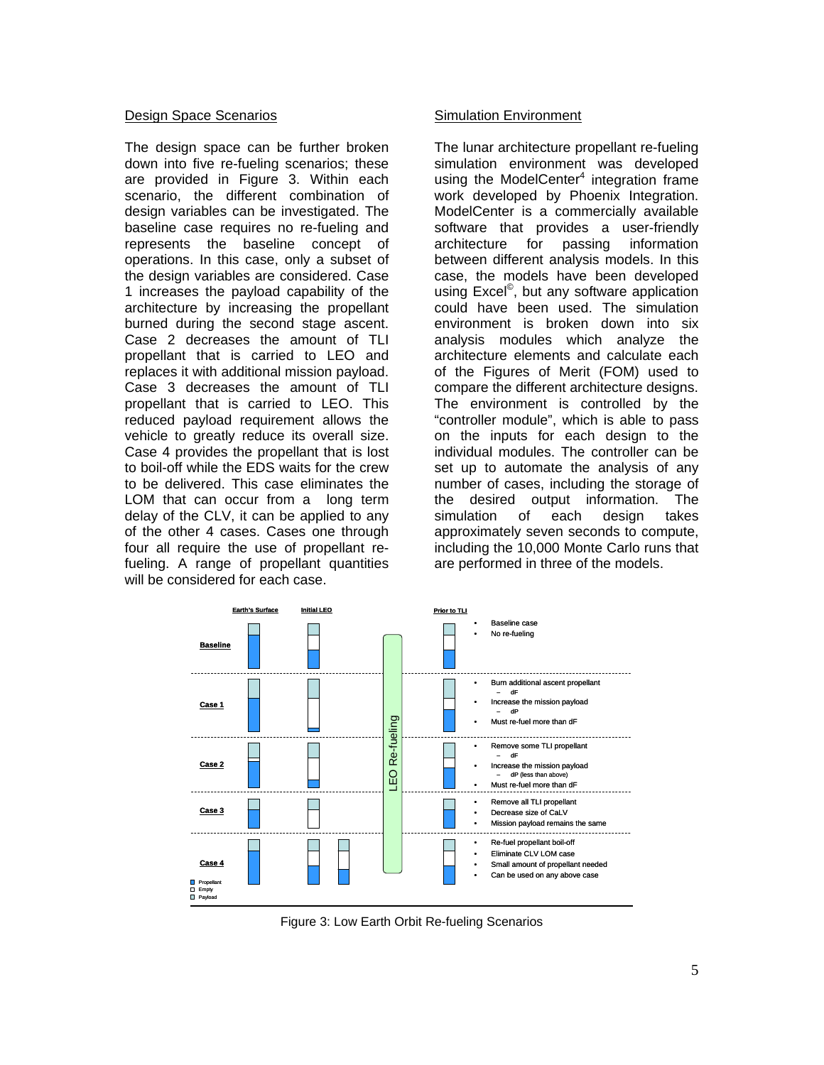### Design Space Scenarios

The design space can be further broken down into five re-fueling scenarios; these are provided in Figure 3. Within each scenario, the different combination of design variables can be investigated. The baseline case requires no re-fueling and represents the baseline concept of operations. In this case, only a subset of the design variables are considered. Case 1 increases the payload capability of the architecture by increasing the propellant burned during the second stage ascent. Case 2 decreases the amount of TLI propellant that is carried to LEO and replaces it with additional mission payload. Case 3 decreases the amount of TLI propellant that is carried to LEO. This reduced payload requirement allows the vehicle to greatly reduce its overall size. Case 4 provides the propellant that is lost to boil-off while the EDS waits for the crew to be delivered. This case eliminates the LOM that can occur from a long term delay of the CLV, it can be applied to any of the other 4 cases. Cases one through four all require the use of propellant re-fueling. A range of propellant quantities will be considered for each case.

### Simulation Environment

The lunar architecture propellant re-fueling simulation environment was developed using the ModelCenter[4] integration frame work developed by Phoenix Integration. ModelCenter is a commercially available software that provides a user-friendly architecture for passing information between different analysis models. In this case, the models have been developed using Excel©, but any software application could have been used. The simulation environment is broken down into six analysis modules which analyze the architecture elements and calculate each of the Figures of Merit (FOM) used to compare the different architecture designs. The environment is controlled by the "controller module", which is able to pass on the inputs for each design to the individual modules. The controller can be set up to automate the analysis of any number of cases, including the storage of the desired output information. The simulation of each design takes approximately seven seconds to compute, including the 10,000 Monte Carlo runs that are performed in three of the models.

| Scenario | Prior to TLI |
|---|---|
| Baseline | • Baseline case<br>• No re-fueling |
| Case 1 | • Burn additional ascent propellant<br>  – dF<br>• Increase the mission payload<br>  – dP<br>• Must re-fuel more than dF |
| Case 2 | • Remove some TLI propellant<br>  – dF<br>• Increase the mission payload<br>  – dP (less than above)<br>• Must re-fuel more than dF |
| Case 3 | • Remove all TLI propellant<br>• Decrease size of CaLV<br>• Mission payload remains the same |
| Case 4 | • Re-fuel propellant boil-off<br>• Eliminate CLV LOM case<br>• Small amount of propellant needed<br>• Can be used on any above case |

Figure 3: Low Earth Orbit Re-fueling Scenarios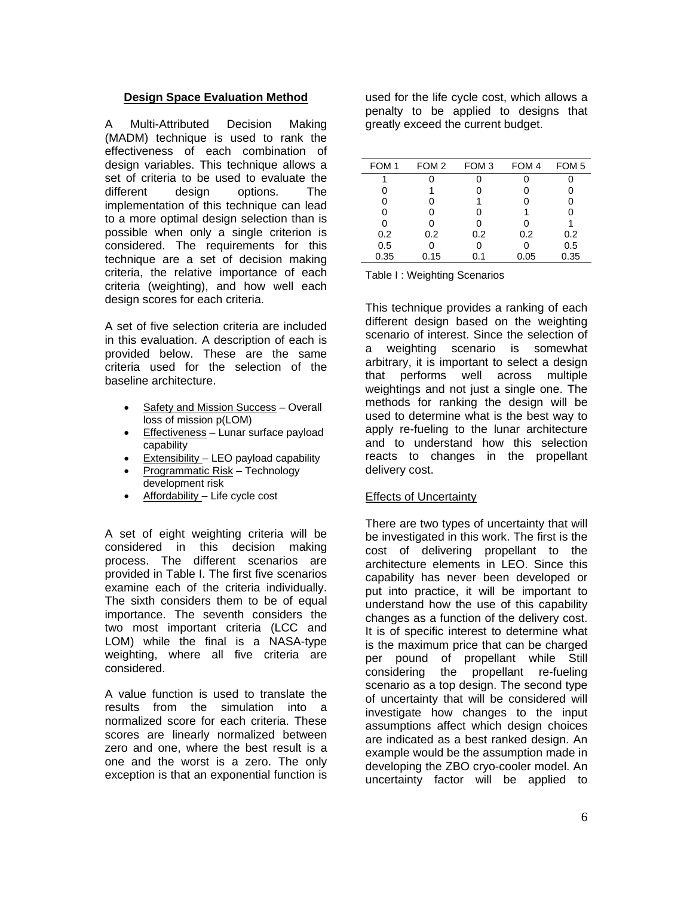## Design Space Evaluation Method

A Multi-Attributed Decision Making (MADM) technique is used to rank the effectiveness of each combination of design variables. This technique allows a set of criteria to be used to evaluate the different design options. The implementation of this technique can lead to a more optimal design selection than is possible when only a single criterion is considered. The requirements for this technique are a set of decision making criteria, the relative importance of each criteria (weighting), and how well each design scores for each criteria.

A set of five selection criteria are included in this evaluation. A description of each is provided below. These are the same criteria used for the selection of the baseline architecture.

- Safety and Mission Success – Overall loss of mission p(LOM)
- Effectiveness – Lunar surface payload capability
- Extensibility – LEO payload capability
- Programmatic Risk – Technology development risk
- Affordability – Life cycle cost

A set of eight weighting criteria will be considered in this decision making process. The different scenarios are provided in Table I. The first five scenarios examine each of the criteria individually. The sixth considers them to be of equal importance. The seventh considers the two most important criteria (LCC and LOM) while the final is a NASA-type weighting, where all five criteria are considered.

A value function is used to translate the results from the simulation into a normalized score for each criteria. These scores are linearly normalized between zero and one, where the best result is a one and the worst is a zero. The only exception is that an exponential function is used for the life cycle cost, which allows a penalty to be applied to designs that greatly exceed the current budget.

| FOM 1 | FOM 2 | FOM 3 | FOM 4 | FOM 5 |
|---|---|---|---|---|
| 1 | 0 | 0 | 0 | 0 |
| 0 | 1 | 0 | 0 | 0 |
| 0 | 0 | 1 | 0 | 0 |
| 0 | 0 | 0 | 1 | 0 |
| 0 | 0 | 0 | 0 | 1 |
| 0.2 | 0.2 | 0.2 | 0.2 | 0.2 |
| 0.5 | 0 | 0 | 0 | 0.5 |
| 0.35 | 0.15 | 0.1 | 0.05 | 0.35 |

Table I : Weighting Scenarios

This technique provides a ranking of each different design based on the weighting scenario of interest. Since the selection of a weighting scenario is somewhat arbitrary, it is important to select a design that performs well across multiple weightings and not just a single one. The methods for ranking the design will be used to determine what is the best way to apply re-fueling to the lunar architecture and to understand how this selection reacts to changes in the propellant delivery cost.

### Effects of Uncertainty

There are two types of uncertainty that will be investigated in this work. The first is the cost of delivering propellant to the architecture elements in LEO. Since this capability has never been developed or put into practice, it will be important to understand how the use of this capability changes as a function of the delivery cost. It is of specific interest to determine what is the maximum price that can be charged per pound of propellant while Still considering the propellant re-fueling scenario as a top design. The second type of uncertainty that will be considered will investigate how changes to the input assumptions affect which design choices are indicated as a best ranked design. An example would be the assumption made in developing the ZBO cryo-cooler model. An uncertainty factor will be applied to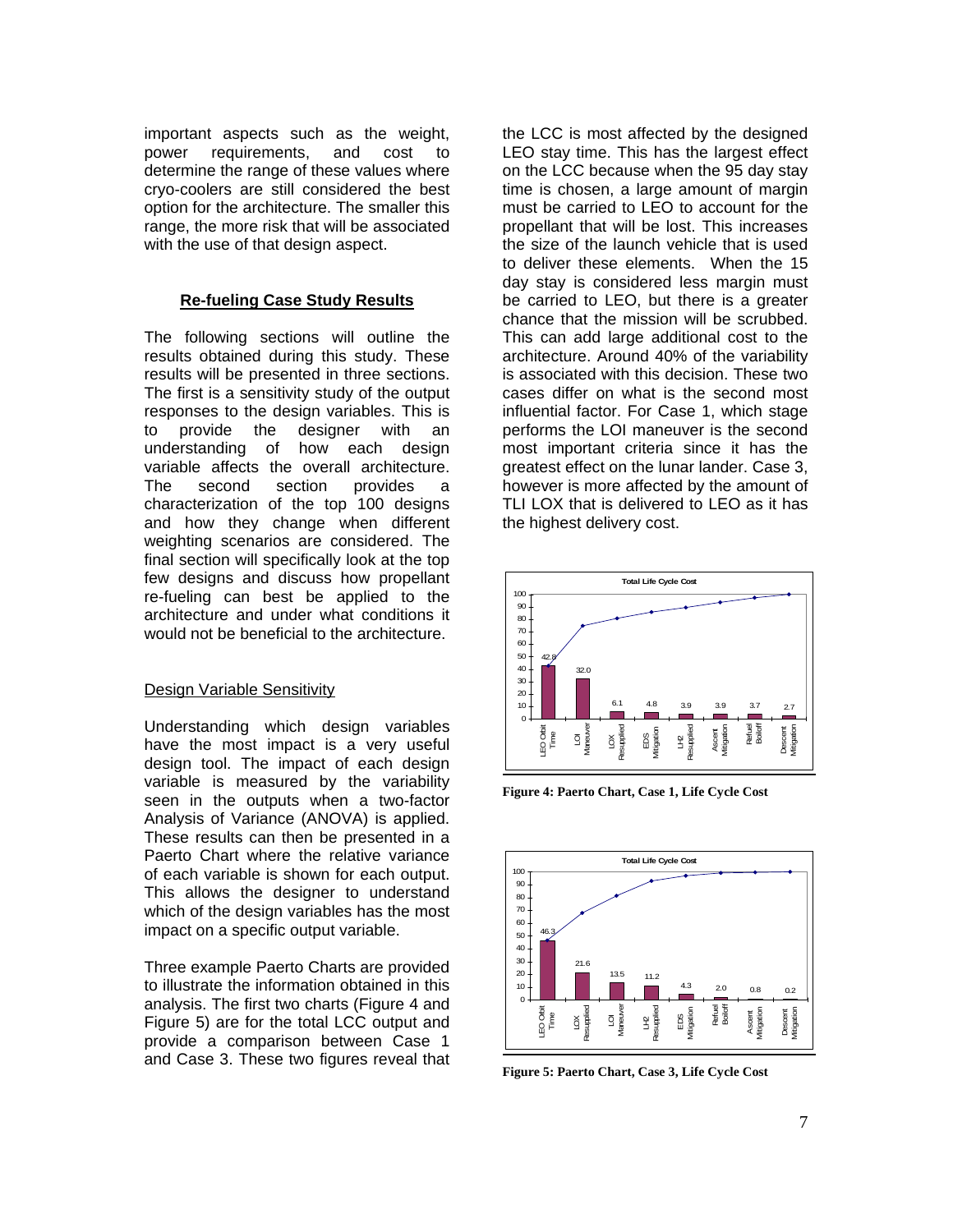important aspects such as the weight, power requirements, and cost to determine the range of these values where cryo-coolers are still considered the best option for the architecture. The smaller this range, the more risk that will be associated with the use of that design aspect.

## Re-fueling Case Study Results

The following sections will outline the results obtained during this study. These results will be presented in three sections. The first is a sensitivity study of the output responses to the design variables. This is to provide the designer with an understanding of how each design variable affects the overall architecture. The second section provides a characterization of the top 100 designs and how they change when different weighting scenarios are considered. The final section will specifically look at the top few designs and discuss how propellant re-fueling can best be applied to the architecture and under what conditions it would not be beneficial to the architecture.

### Design Variable Sensitivity

Understanding which design variables have the most impact is a very useful design tool. The impact of each design variable is measured by the variability seen in the outputs when a two-factor Analysis of Variance (ANOVA) is applied. These results can then be presented in a Paerto Chart where the relative variance of each variable is shown for each output. This allows the designer to understand which of the design variables has the most impact on a specific output variable.

Three example Paerto Charts are provided to illustrate the information obtained in this analysis. The first two charts (Figure 4 and Figure 5) are for the total LCC output and provide a comparison between Case 1 and Case 3. These two figures reveal that the LCC is most affected by the designed LEO stay time. This has the largest effect on the LCC because when the 95 day stay time is chosen, a large amount of margin must be carried to LEO to account for the propellant that will be lost. This increases the size of the launch vehicle that is used to deliver these elements. When the 15 day stay is considered less margin must be carried to LEO, but there is a greater chance that the mission will be scrubbed. This can add large additional cost to the architecture. Around 40% of the variability is associated with this decision. These two cases differ on what is the second most influential factor. For Case 1, which stage performs the LOI maneuver is the second most important criteria since it has the greatest effect on the lunar lander. Case 3, however is more affected by the amount of TLI LOX that is delivered to LEO as it has the highest delivery cost.

Total Life Cycle Cost

| Variable | Relative Variance |
|---|---|
| LEO Orbit Time | 42.8 |
| LOI Maneuver | 32.0 |
| LOX Resupplied | 6.1 |
| EDS Mitigation | 4.8 |
| LH2 Resupplied | 3.9 |
| Ascent Mitigation | 3.9 |
| Refuel Boiloff | 3.7 |
| Descent Mitigation | 2.7 |

**Figure 4: Paerto Chart, Case 1, Life Cycle Cost**

Total Life Cycle Cost

| Variable | Relative Variance |
|---|---|
| LEO Orbit Time | 46.3 |
| LOX Resupplied | 21.6 |
| LOI Maneuver | 13.5 |
| LH2 Resupplied | 11.2 |
| EDS Mitigation | 4.3 |
| Refuel Boiloff | 2.0 |
| Ascent Mitigation | 0.8 |
| Descent Mitigation | 0.2 |

**Figure 5: Paerto Chart, Case 3, Life Cycle Cost**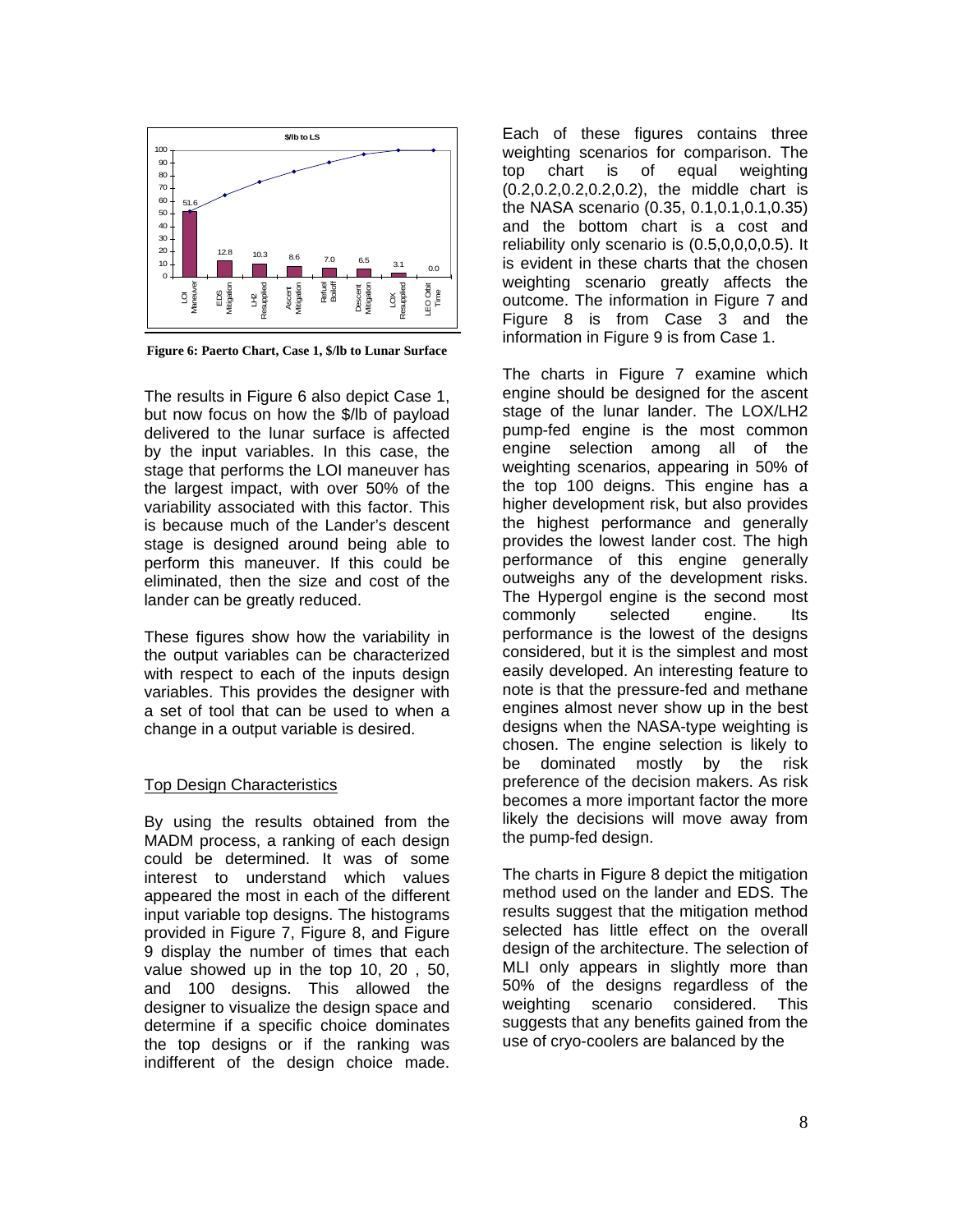Figure 6: Paerto Chart, Case 1, $/lb to Lunar Surface

The results in Figure 6 also depict Case 1, but now focus on how the $/lb of payload delivered to the lunar surface is affected by the input variables. In this case, the stage that performs the LOI maneuver has the largest impact, with over 50% of the variability associated with this factor. This is because much of the Lander's descent stage is designed around being able to perform this maneuver. If this could be eliminated, then the size and cost of the lander can be greatly reduced.

These figures show how the variability in the output variables can be characterized with respect to each of the inputs design variables. This provides the designer with a set of tool that can be used to when a change in a output variable is desired.

## Top Design Characteristics

By using the results obtained from the MADM process, a ranking of each design could be determined. It was of some interest to understand which values appeared the most in each of the different input variable top designs. The histograms provided in Figure 7, Figure 8, and Figure 9 display the number of times that each value showed up in the top 10, 20 , 50, and 100 designs. This allowed the designer to visualize the design space and determine if a specific choice dominates the top designs or if the ranking was indifferent of the design choice made. Each of these figures contains three weighting scenarios for comparison. The top chart is of equal weighting (0.2,0.2,0.2,0.2,0.2), the middle chart is the NASA scenario (0.35, 0.1,0.1,0.1,0.35) and the bottom chart is a cost and reliability only scenario is (0.5,0,0,0,0.5). It is evident in these charts that the chosen weighting scenario greatly affects the outcome. The information in Figure 7 and Figure 8 is from Case 3 and the information in Figure 9 is from Case 1.

The charts in Figure 7 examine which engine should be designed for the ascent stage of the lunar lander. The LOX/LH2 pump-fed engine is the most common engine selection among all of the weighting scenarios, appearing in 50% of the top 100 deigns. This engine has a higher development risk, but also provides the highest performance and generally provides the lowest lander cost. The high performance of this engine generally outweighs any of the development risks. The Hypergol engine is the second most commonly selected engine. Its performance is the lowest of the designs considered, but it is the simplest and most easily developed. An interesting feature to note is that the pressure-fed and methane engines almost never show up in the best designs when the NASA-type weighting is chosen. The engine selection is likely to be dominated mostly by the risk preference of the decision makers. As risk becomes a more important factor the more likely the decisions will move away from the pump-fed design.

The charts in Figure 8 depict the mitigation method used on the lander and EDS. The results suggest that the mitigation method selected has little effect on the overall design of the architecture. The selection of MLI only appears in slightly more than 50% of the designs regardless of the weighting scenario considered. This suggests that any benefits gained from the use of cryo-coolers are balanced by the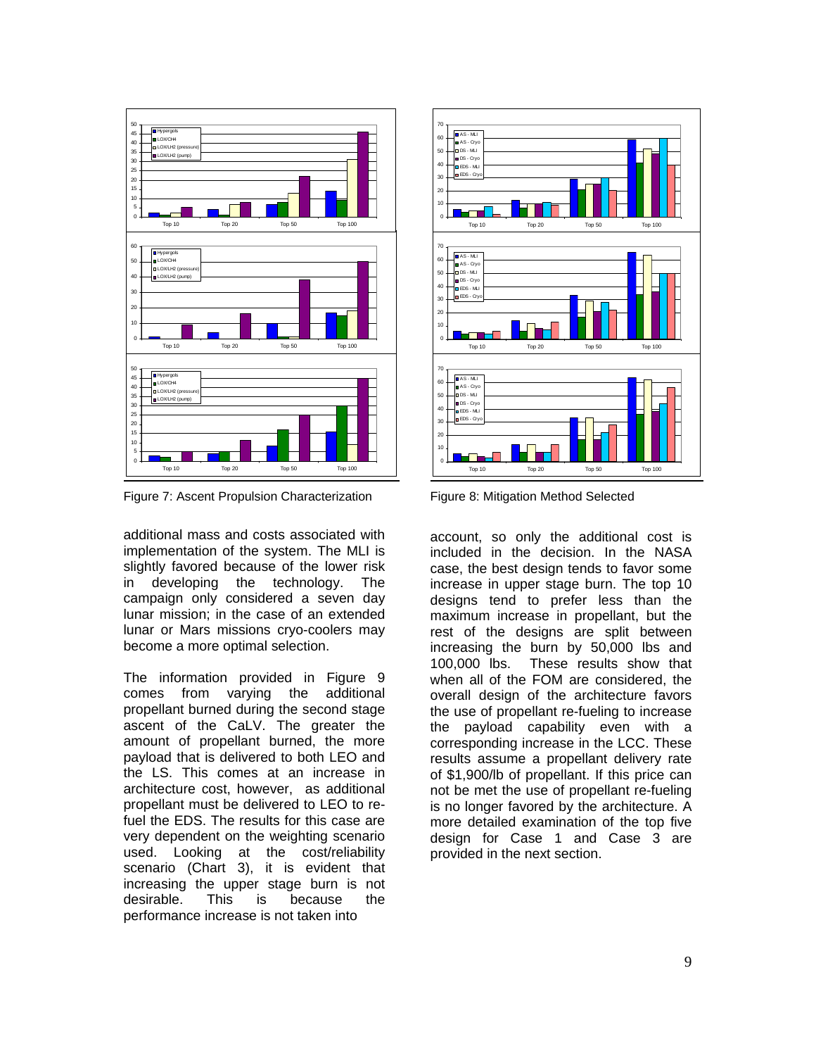Figure 7: Ascent Propulsion Characterization

Figure 8: Mitigation Method Selected

additional mass and costs associated with implementation of the system. The MLI is slightly favored because of the lower risk in developing the technology. The campaign only considered a seven day lunar mission; in the case of an extended lunar or Mars missions cryo-coolers may become a more optimal selection.

The information provided in Figure 9 comes from varying the additional propellant burned during the second stage ascent of the CaLV. The greater the amount of propellant burned, the more payload that is delivered to both LEO and the LS. This comes at an increase in architecture cost, however, as additional propellant must be delivered to LEO to re-fuel the EDS. The results for this case are very dependent on the weighting scenario used. Looking at the cost/reliability scenario (Chart 3), it is evident that increasing the upper stage burn is not desirable. This is because the performance increase is not taken into account, so only the additional cost is included in the decision. In the NASA case, the best design tends to favor some increase in upper stage burn. The top 10 designs tend to prefer less than the maximum increase in propellant, but the rest of the designs are split between increasing the burn by 50,000 lbs and 100,000 lbs. These results show that when all of the FOM are considered, the overall design of the architecture favors the use of propellant re-fueling to increase the payload capability even with a corresponding increase in the LCC. These results assume a propellant delivery rate of $1,900/lb of propellant. If this price can not be met the use of propellant re-fueling is no longer favored by the architecture. A more detailed examination of the top five design for Case 1 and Case 3 are provided in the next section.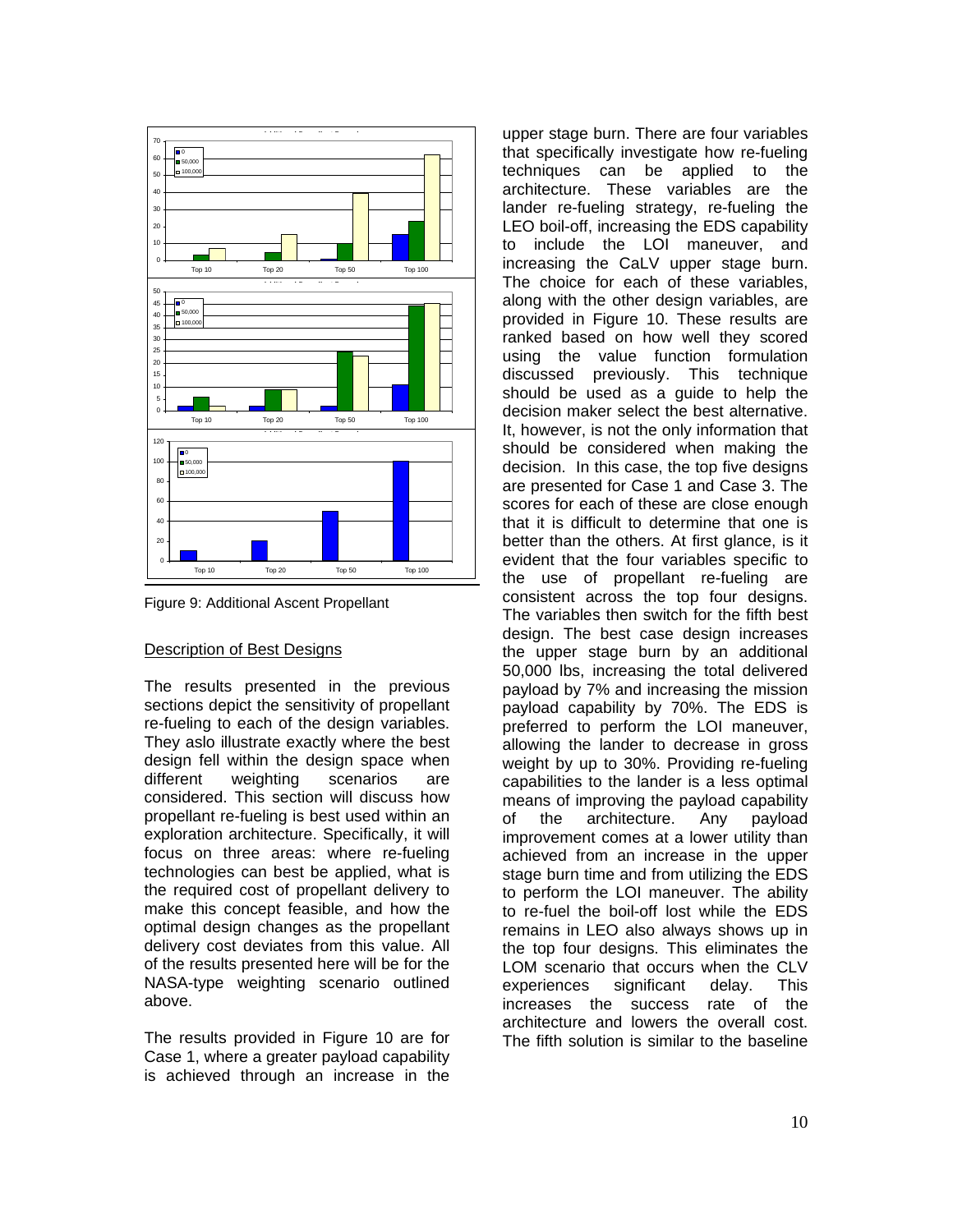Figure 9: Additional Ascent Propellant

## Description of Best Designs

The results presented in the previous sections depict the sensitivity of propellant re-fueling to each of the design variables. They aslo illustrate exactly where the best design fell within the design space when different weighting scenarios are considered. This section will discuss how propellant re-fueling is best used within an exploration architecture. Specifically, it will focus on three areas: where re-fueling technologies can best be applied, what is the required cost of propellant delivery to make this concept feasible, and how the optimal design changes as the propellant delivery cost deviates from this value. All of the results presented here will be for the NASA-type weighting scenario outlined above.

The results provided in Figure 10 are for Case 1, where a greater payload capability is achieved through an increase in the upper stage burn. There are four variables that specifically investigate how re-fueling techniques can be applied to the architecture. These variables are the lander re-fueling strategy, re-fueling the LEO boil-off, increasing the EDS capability to include the LOI maneuver, and increasing the CaLV upper stage burn. The choice for each of these variables, along with the other design variables, are provided in Figure 10. These results are ranked based on how well they scored using the value function formulation discussed previously. This technique should be used as a guide to help the decision maker select the best alternative. It, however, is not the only information that should be considered when making the decision. In this case, the top five designs are presented for Case 1 and Case 3. The scores for each of these are close enough that it is difficult to determine that one is better than the others. At first glance, is it evident that the four variables specific to the use of propellant re-fueling are consistent across the top four designs. The variables then switch for the fifth best design. The best case design increases the upper stage burn by an additional 50,000 lbs, increasing the total delivered payload by 7% and increasing the mission payload capability by 70%. The EDS is preferred to perform the LOI maneuver, allowing the lander to decrease in gross weight by up to 30%. Providing re-fueling capabilities to the lander is a less optimal means of improving the payload capability of the architecture. Any payload improvement comes at a lower utility than achieved from an increase in the upper stage burn time and from utilizing the EDS to perform the LOI maneuver. The ability to re-fuel the boil-off lost while the EDS remains in LEO also always shows up in the top four designs. This eliminates the LOM scenario that occurs when the CLV experiences significant delay. This increases the success rate of the architecture and lowers the overall cost. The fifth solution is similar to the baseline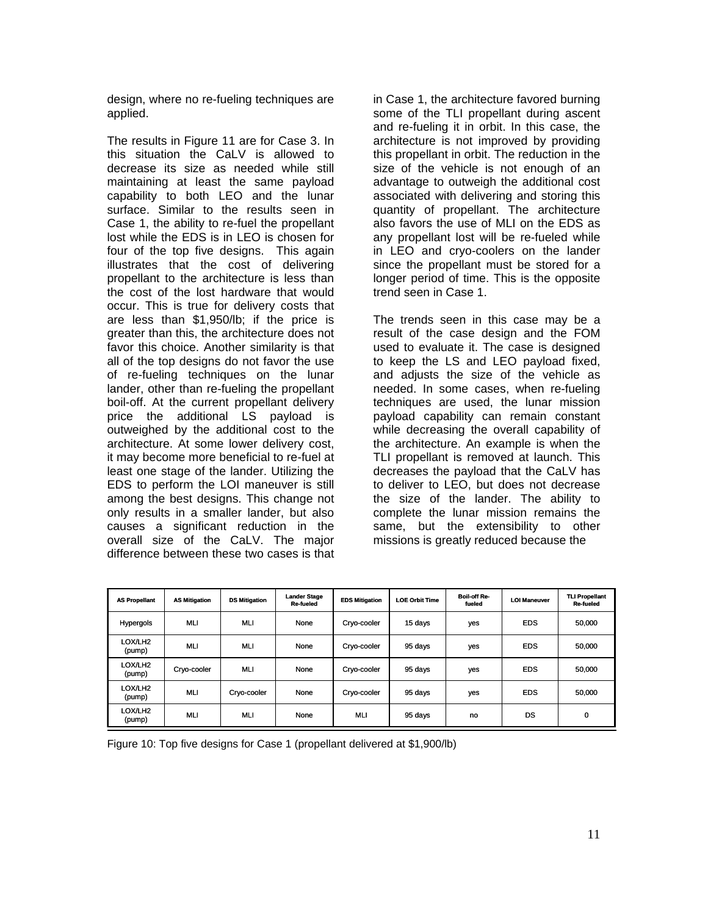design, where no re-fueling techniques are applied.

The results in Figure 11 are for Case 3. In this situation the CaLV is allowed to decrease its size as needed while still maintaining at least the same payload capability to both LEO and the lunar surface. Similar to the results seen in Case 1, the ability to re-fuel the propellant lost while the EDS is in LEO is chosen for four of the top five designs. This again illustrates that the cost of delivering propellant to the architecture is less than the cost of the lost hardware that would occur. This is true for delivery costs that are less than \$1,950/lb; if the price is greater than this, the architecture does not favor this choice. Another similarity is that all of the top designs do not favor the use of re-fueling techniques on the lunar lander, other than re-fueling the propellant boil-off. At the current propellant delivery price the additional LS payload is outweighed by the additional cost to the architecture. At some lower delivery cost, it may become more beneficial to re-fuel at least one stage of the lander. Utilizing the EDS to perform the LOI maneuver is still among the best designs. This change not only results in a smaller lander, but also causes a significant reduction in the overall size of the CaLV. The major difference between these two cases is that in Case 1, the architecture favored burning some of the TLI propellant during ascent and re-fueling it in orbit. In this case, the architecture is not improved by providing this propellant in orbit. The reduction in the size of the vehicle is not enough of an advantage to outweigh the additional cost associated with delivering and storing this quantity of propellant. The architecture also favors the use of MLI on the EDS as any propellant lost will be re-fueled while in LEO and cryo-coolers on the lander since the propellant must be stored for a longer period of time. This is the opposite trend seen in Case 1.

The trends seen in this case may be a result of the case design and the FOM used to evaluate it. The case is designed to keep the LS and LEO payload fixed, and adjusts the size of the vehicle as needed. In some cases, when re-fueling techniques are used, the lunar mission payload capability can remain constant while decreasing the overall capability of the architecture. An example is when the TLI propellant is removed at launch. This decreases the payload that the CaLV has to deliver to LEO, but does not decrease the size of the lander. The ability to complete the lunar mission remains the same, but the extensibility to other missions is greatly reduced because the

| AS Propellant | AS Mitigation | DS Mitigation | Lander Stage Re-fueled | EDS Mitigation | LOE Orbit Time | Boil-off Re-fueled | LOI Maneuver | TLI Propellant Re-fueled |
|---|---|---|---|---|---|---|---|---|
| Hypergols | MLI | MLI | None | Cryo-cooler | 15 days | yes | EDS | 50,000 |
| LOX/LH2 (pump) | MLI | MLI | None | Cryo-cooler | 95 days | yes | EDS | 50,000 |
| LOX/LH2 (pump) | Cryo-cooler | MLI | None | Cryo-cooler | 95 days | yes | EDS | 50,000 |
| LOX/LH2 (pump) | MLI | Cryo-cooler | None | Cryo-cooler | 95 days | yes | EDS | 50,000 |
| LOX/LH2 (pump) | MLI | MLI | None | MLI | 95 days | no | DS | 0 |

Figure 10: Top five designs for Case 1 (propellant delivered at \$1,900/lb)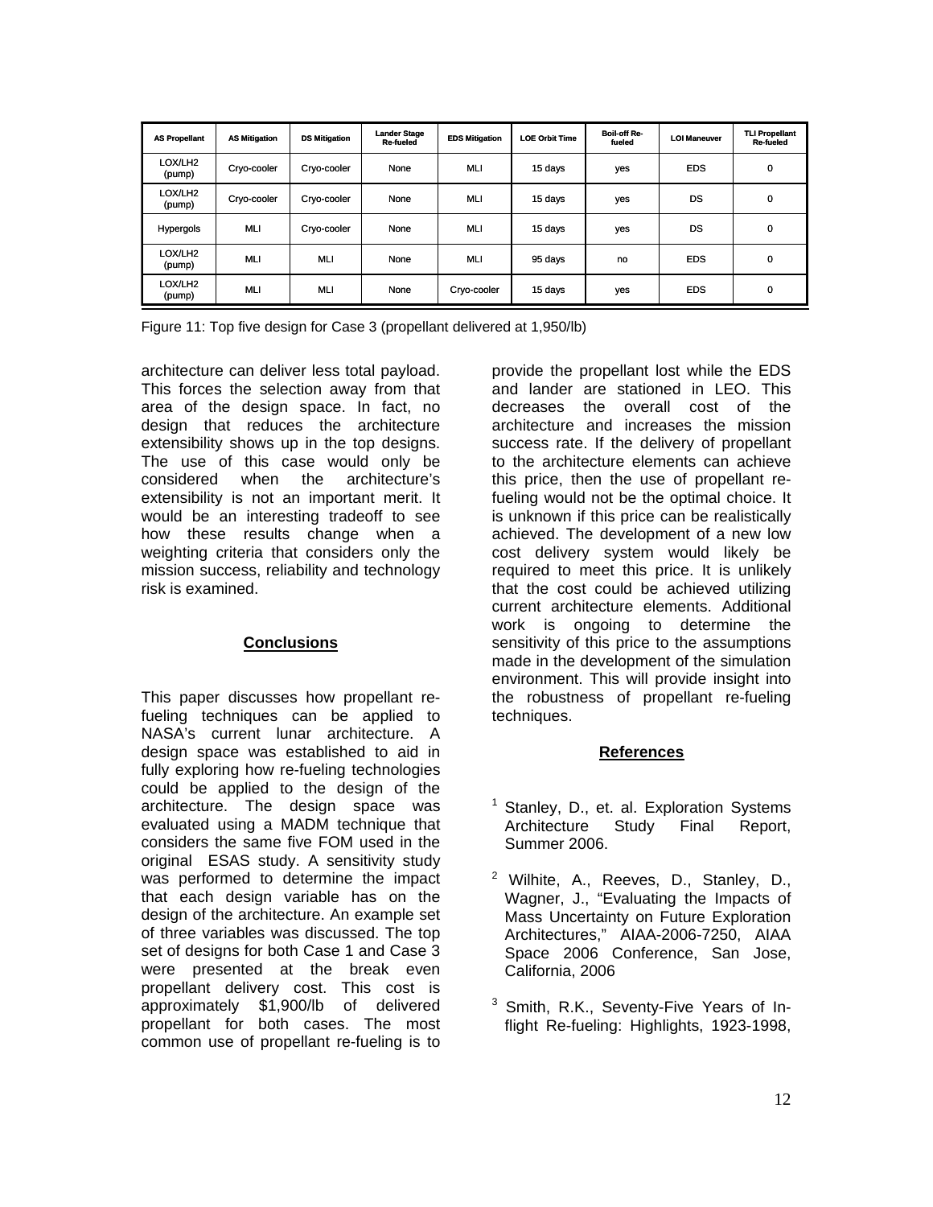| AS Propellant | AS Mitigation | DS Mitigation | Lander Stage Re-fueled | EDS Mitigation | LOE Orbit Time | Boil-off Re-fueled | LOI Maneuver | TLI Propellant Re-fueled |
|---|---|---|---|---|---|---|---|---|
| LOX/LH2 (pump) | Cryo-cooler | Cryo-cooler | None | MLI | 15 days | yes | EDS | 0 |
| LOX/LH2 (pump) | Cryo-cooler | Cryo-cooler | None | MLI | 15 days | yes | DS | 0 |
| Hypergols | MLI | Cryo-cooler | None | MLI | 15 days | yes | DS | 0 |
| LOX/LH2 (pump) | MLI | MLI | None | MLI | 95 days | no | EDS | 0 |
| LOX/LH2 (pump) | MLI | MLI | None | Cryo-cooler | 15 days | yes | EDS | 0 |

Figure 11: Top five design for Case 3 (propellant delivered at 1,950/lb)

architecture can deliver less total payload. This forces the selection away from that area of the design space. In fact, no design that reduces the architecture extensibility shows up in the top designs. The use of this case would only be considered when the architecture's extensibility is not an important merit. It would be an interesting tradeoff to see how these results change when a weighting criteria that considers only the mission success, reliability and technology risk is examined.

## Conclusions

This paper discusses how propellant re-fueling techniques can be applied to NASA's current lunar architecture. A design space was established to aid in fully exploring how re-fueling technologies could be applied to the design of the architecture. The design space was evaluated using a MADM technique that considers the same five FOM used in the original ESAS study. A sensitivity study was performed to determine the impact that each design variable has on the design of the architecture. An example set of three variables was discussed. The top set of designs for both Case 1 and Case 3 were presented at the break even propellant delivery cost. This cost is approximately \$1,900/lb of delivered propellant for both cases. The most common use of propellant re-fueling is to provide the propellant lost while the EDS and lander are stationed in LEO. This decreases the overall cost of the architecture and increases the mission success rate. If the delivery of propellant to the architecture elements can achieve this price, then the use of propellant re-fueling would not be the optimal choice. It is unknown if this price can be realistically achieved. The development of a new low cost delivery system would likely be required to meet this price. It is unlikely that the cost could be achieved utilizing current architecture elements. Additional work is ongoing to determine the sensitivity of this price to the assumptions made in the development of the simulation environment. This will provide insight into the robustness of propellant re-fueling techniques.

## References

[1] Stanley, D., et. al. Exploration Systems Architecture Study Final Report, Summer 2006.

[2] Wilhite, A., Reeves, D., Stanley, D., Wagner, J., "Evaluating the Impacts of Mass Uncertainty on Future Exploration Architectures," AIAA-2006-7250, AIAA Space 2006 Conference, San Jose, California, 2006

[3] Smith, R.K., Seventy-Five Years of In-flight Re-fueling: Highlights, 1923-1998,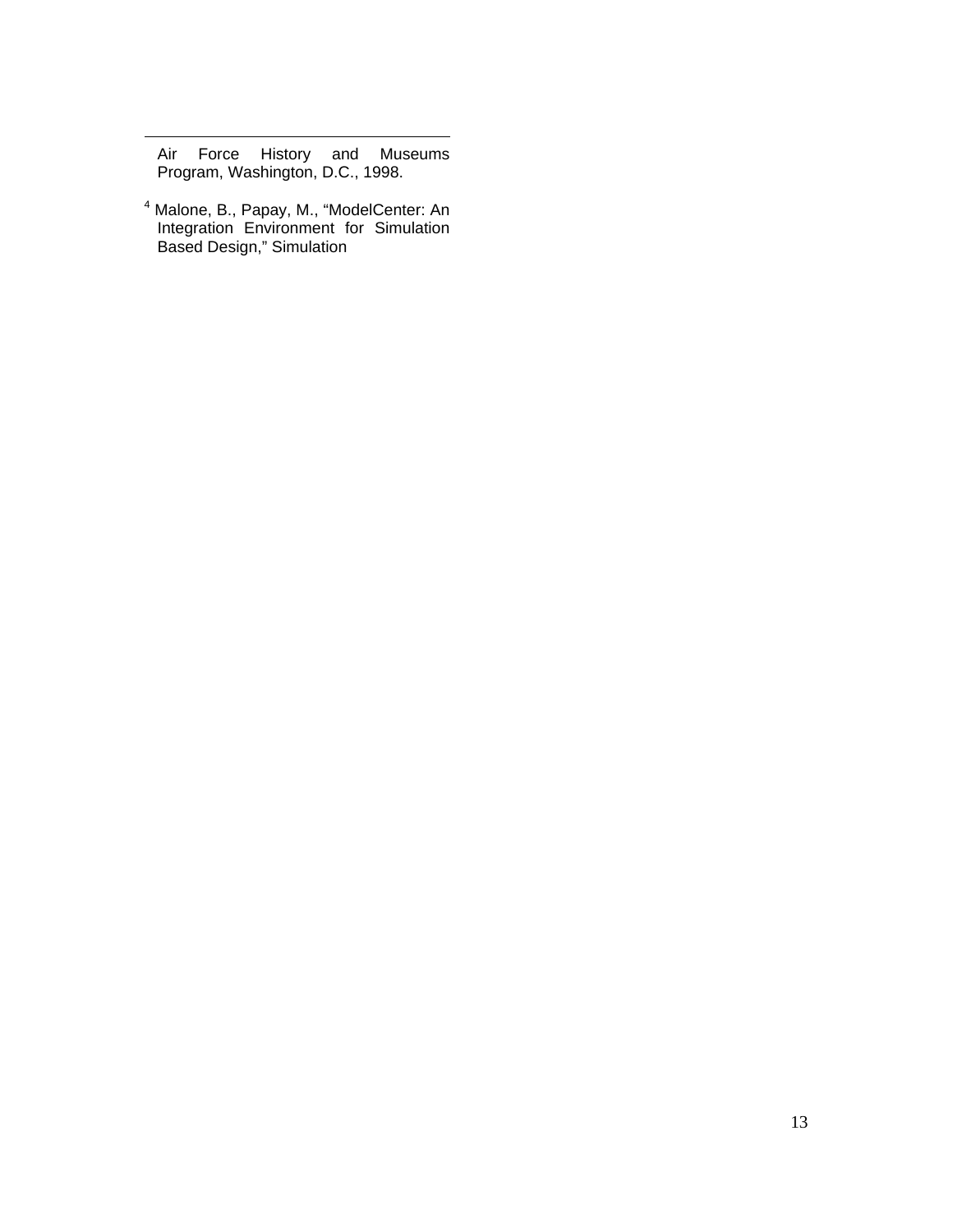Air Force History and Museums Program, Washington, D.C., 1998.

[4] Malone, B., Papay, M., "ModelCenter: An Integration Environment for Simulation Based Design," Simulation